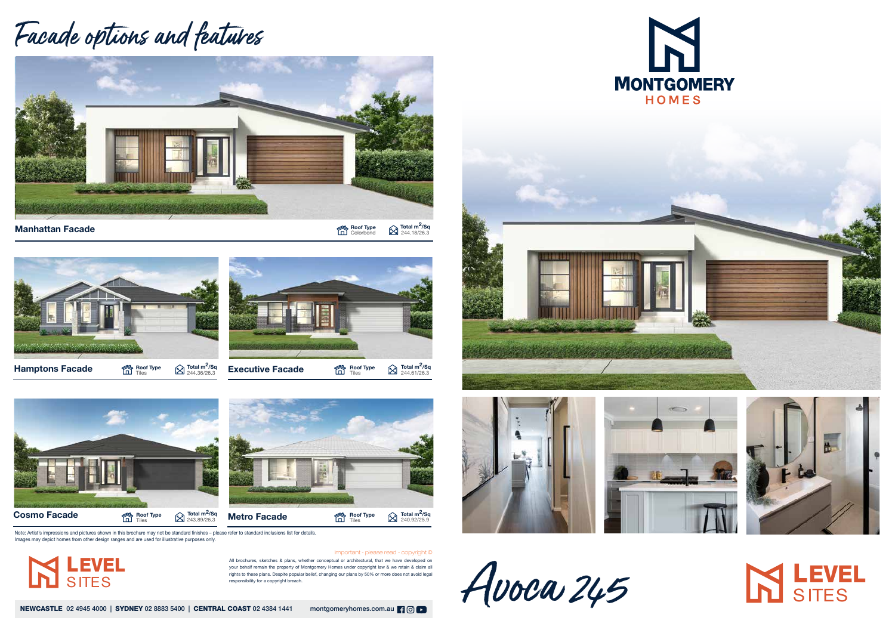# Facade options and features

**Manhattan Facade**

Roof Type: Colorbond | Total m²/Sq: 244.18/26.3

**Hamptons Facade**

Roof Type: Tiles | Total m²/Sq: 244.36/26.3

**Executive Facade**

Roof Type: Tiles | Total m²/Sq: 244.61/26.3

**Cosmo Facade**

Roof Type: Tiles | Total m²/Sq: 243.89/26.3

**Metro Facade**

Roof Type: Tiles | Total m²/Sq: 240.92/25.9

Note: Artist's impressions and pictures shown in this brochure may not be standard finishes – please refer to standard inclusions list for details.
Images may depict homes from other design ranges and are used for illustrative purposes only.

LEVEL SITES

Important - please read - copyright ©

All brochures, sketches & plans, whether conceptual or architectural, that we have developed on your behalf remain the property of Montgomery Homes under copyright law & we retain & claim all rights to these plans. Despite popular belief, changing our plans by 50% or more does not avoid legal responsibility for a copyright breach.

**NEWCASTLE** 02 4945 4000 | **SYDNEY** 02 8883 5400 | **CENTRAL COAST** 02 4384 1441 montgomeryhomes.com.au

MONTGOMERY HOMES

# Avoca 245

LEVEL SITES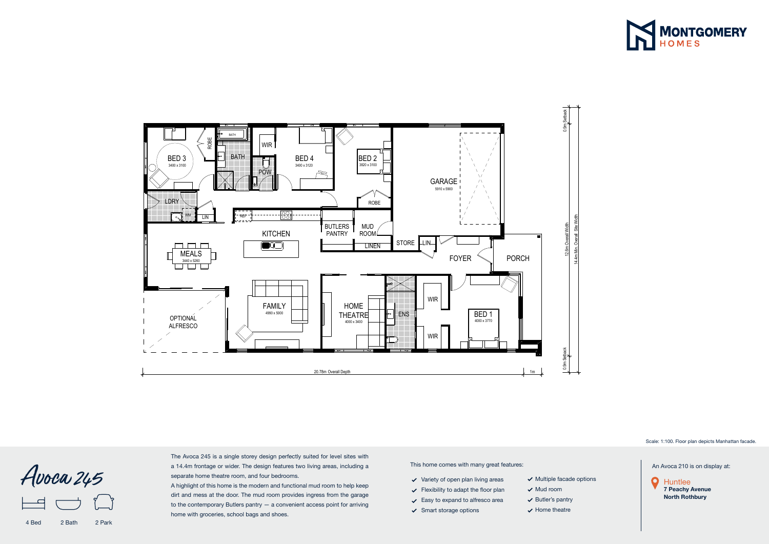MONTGOMERY HOMES

BED 3
3400 x 3100

ROBE

BATH

BATH

WIR

POW

BED 4
3400 x 3120

BED 2
3820 x 3100

ROBE

GARAGE
5910 x 5900

LDRY

WM

LIN

REF

KITCHEN

BUTLERS PANTRY

MUD ROOM

LINEN

STORE

LIN

FOYER

PORCH

MEALS
3440 x 5260

FAMILY
4990 x 5000

HOME THEATRE
4000 x 3400

ENS

WIR

WIR

BED 1
4000 x 3770

OPTIONAL ALFRESCO

20.78m Overall Depth

1m

0.9m Setback

12.6m Overall Width

14.4m Min. Overall Site Width

0.9m Setback

Scale: 1:100. Floor plan depicts Manhattan facade.

# Avoca 245

4 Bed | 2 Bath | 2 Park

The Avoca 245 is a single storey design perfectly suited for level sites with a 14.4m frontage or wider. The design features two living areas, including a separate home theatre room, and four bedrooms.

A highlight of this home is the modern and functional mud room to help keep dirt and mess at the door. The mud room provides ingress from the garage to the contemporary Butlers pantry — a convenient access point for arriving home with groceries, school bags and shoes.

This home comes with many great features:

- Variety of open plan living areas
- Flexibility to adapt the floor plan
- Easy to expand to alfresco area
- Smart storage options
- Multiple facade options
- Mud room
- Butler's pantry
- Home theatre

An Avoca 210 is on display at:

Huntlee
**7 Peachy Avenue**
**North Rothbury**